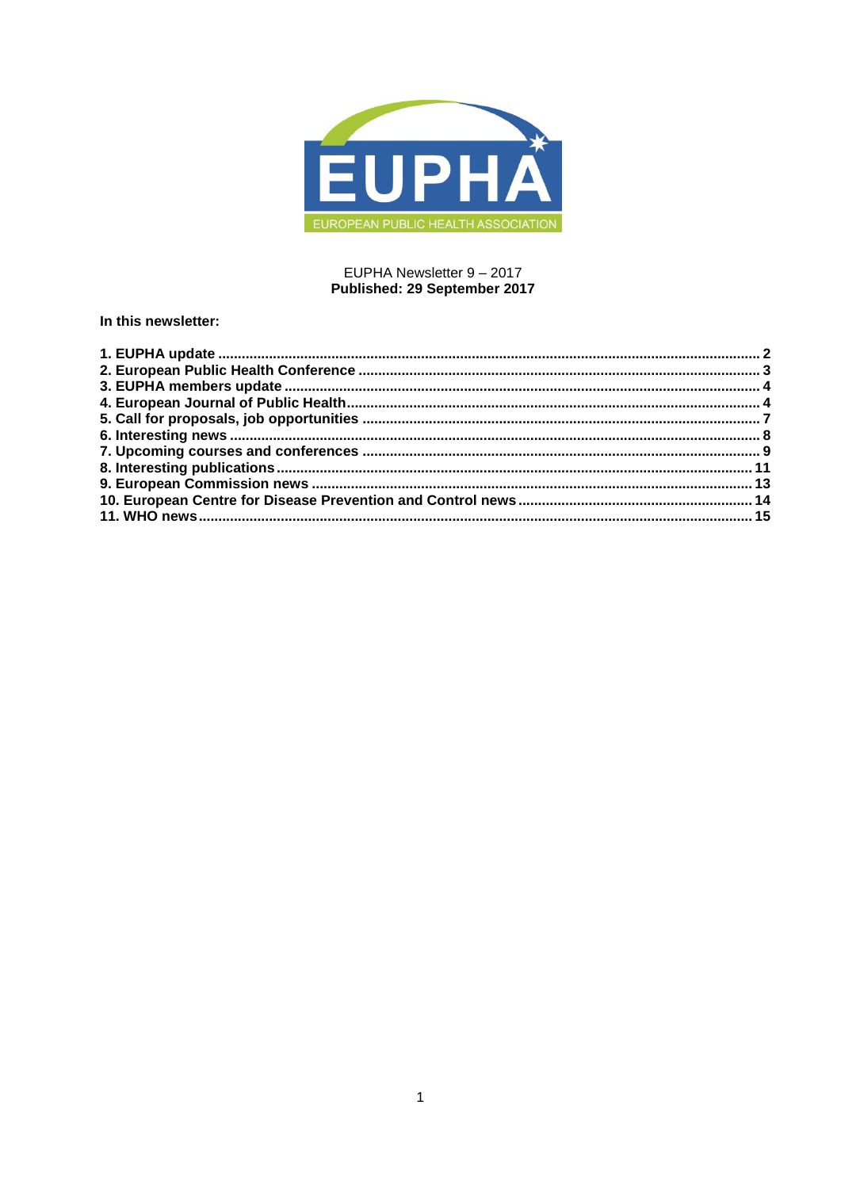EUPHA

EUROPEAN PUBLIC HEALTH ASSOCIATION

EUPHA Newsletter 9 – 2017
**Published: 29 September 2017**

**In this newsletter:**

**1. EUPHA update .......... 2**
**2. European Public Health Conference .......... 3**
**3. EUPHA members update .......... 4**
**4. European Journal of Public Health .......... 4**
**5. Call for proposals, job opportunities .......... 7**
**6. Interesting news .......... 8**
**7. Upcoming courses and conferences .......... 9**
**8. Interesting publications .......... 11**
**9. European Commission news .......... 13**
**10. European Centre for Disease Prevention and Control news .......... 14**
**11. WHO news .......... 15**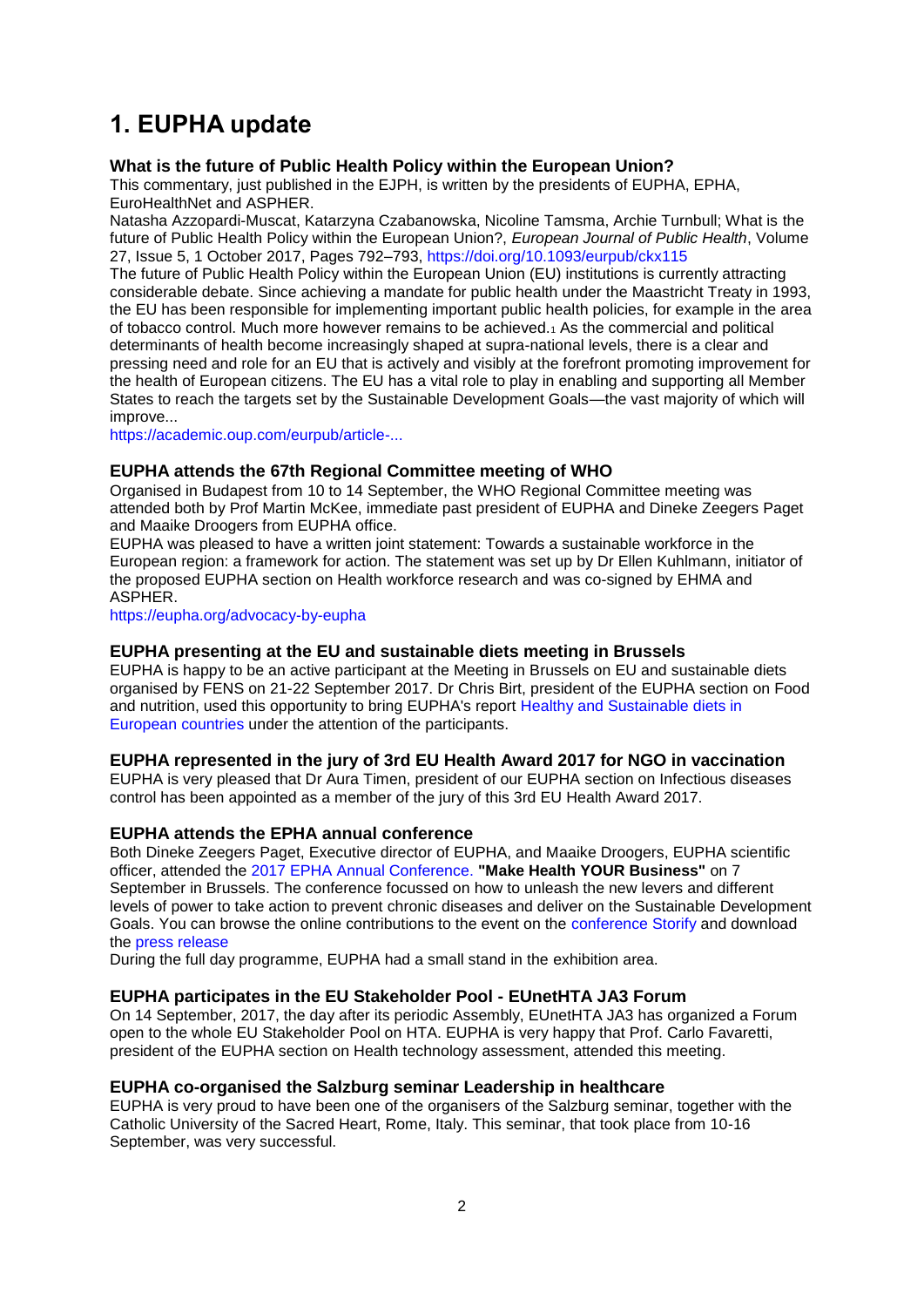# 1. EUPHA update

### What is the future of Public Health Policy within the European Union?

This commentary, just published in the EJPH, is written by the presidents of EUPHA, EPHA, EuroHealthNet and ASPHER.

Natasha Azzopardi-Muscat, Katarzyna Czabanowska, Nicoline Tamsma, Archie Turnbull; What is the future of Public Health Policy within the European Union?, *European Journal of Public Health*, Volume 27, Issue 5, 1 October 2017, Pages 792–793, https://doi.org/10.1093/eurpub/ckx115

The future of Public Health Policy within the European Union (EU) institutions is currently attracting considerable debate. Since achieving a mandate for public health under the Maastricht Treaty in 1993, the EU has been responsible for implementing important public health policies, for example in the area of tobacco control. Much more however remains to be achieved.[1] As the commercial and political determinants of health become increasingly shaped at supra-national levels, there is a clear and pressing need and role for an EU that is actively and visibly at the forefront promoting improvement for the health of European citizens. The EU has a vital role to play in enabling and supporting all Member States to reach the targets set by the Sustainable Development Goals—the vast majority of which will improve...

https://academic.oup.com/eurpub/article-...

### EUPHA attends the 67th Regional Committee meeting of WHO

Organised in Budapest from 10 to 14 September, the WHO Regional Committee meeting was attended both by Prof Martin McKee, immediate past president of EUPHA and Dineke Zeegers Paget and Maaike Droogers from EUPHA office.

EUPHA was pleased to have a written joint statement: Towards a sustainable workforce in the European region: a framework for action. The statement was set up by Dr Ellen Kuhlmann, initiator of the proposed EUPHA section on Health workforce research and was co-signed by EHMA and ASPHER.

https://eupha.org/advocacy-by-eupha

### EUPHA presenting at the EU and sustainable diets meeting in Brussels

EUPHA is happy to be an active participant at the Meeting in Brussels on EU and sustainable diets organised by FENS on 21-22 September 2017. Dr Chris Birt, president of the EUPHA section on Food and nutrition, used this opportunity to bring EUPHA's report Healthy and Sustainable diets in European countries under the attention of the participants.

### EUPHA represented in the jury of 3rd EU Health Award 2017 for NGO in vaccination

EUPHA is very pleased that Dr Aura Timen, president of our EUPHA section on Infectious diseases control has been appointed as a member of the jury of this 3rd EU Health Award 2017.

### EUPHA attends the EPHA annual conference

Both Dineke Zeegers Paget, Executive director of EUPHA, and Maaike Droogers, EUPHA scientific officer, attended the 2017 EPHA Annual Conference. **"Make Health YOUR Business"** on 7 September in Brussels. The conference focussed on how to unleash the new levers and different levels of power to take action to prevent chronic diseases and deliver on the Sustainable Development Goals. You can browse the online contributions to the event on the conference Storify and download the press release

During the full day programme, EUPHA had a small stand in the exhibition area.

### EUPHA participates in the EU Stakeholder Pool - EUnetHTA JA3 Forum

On 14 September, 2017, the day after its periodic Assembly, EUnetHTA JA3 has organized a Forum open to the whole EU Stakeholder Pool on HTA. EUPHA is very happy that Prof. Carlo Favaretti, president of the EUPHA section on Health technology assessment, attended this meeting.

### EUPHA co-organised the Salzburg seminar Leadership in healthcare

EUPHA is very proud to have been one of the organisers of the Salzburg seminar, together with the Catholic University of the Sacred Heart, Rome, Italy. This seminar, that took place from 10-16 September, was very successful.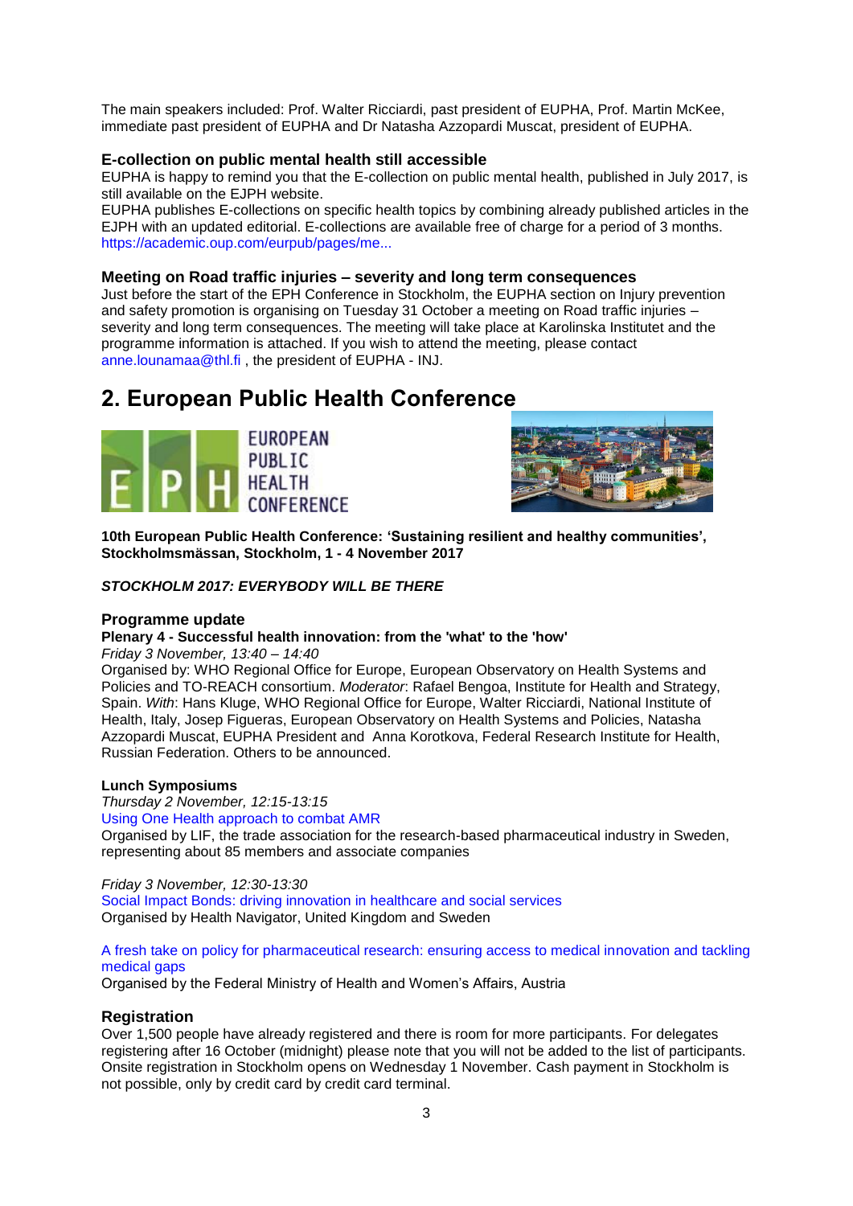The main speakers included: Prof. Walter Ricciardi, past president of EUPHA, Prof. Martin McKee, immediate past president of EUPHA and Dr Natasha Azzopardi Muscat, president of EUPHA.

### E-collection on public mental health still accessible

EUPHA is happy to remind you that the E-collection on public mental health, published in July 2017, is still available on the EJPH website.

EUPHA publishes E-collections on specific health topics by combining already published articles in the EJPH with an updated editorial. E-collections are available free of charge for a period of 3 months.
https://academic.oup.com/eurpub/pages/me...

### Meeting on Road traffic injuries – severity and long term consequences

Just before the start of the EPH Conference in Stockholm, the EUPHA section on Injury prevention and safety promotion is organising on Tuesday 31 October a meeting on Road traffic injuries – severity and long term consequences. The meeting will take place at Karolinska Institutet and the programme information is attached. If you wish to attend the meeting, please contact anne.lounamaa@thl.fi , the president of EUPHA - INJ.

## 2. European Public Health Conference

**10th European Public Health Conference: 'Sustaining resilient and healthy communities', Stockholmsmässan, Stockholm, 1 - 4 November 2017**

***STOCKHOLM 2017: EVERYBODY WILL BE THERE***

### Programme update

**Plenary 4 - Successful health innovation: from the 'what' to the 'how'**

*Friday 3 November, 13:40 – 14:40*

Organised by: WHO Regional Office for Europe, European Observatory on Health Systems and Policies and TO-REACH consortium. *Moderator*: Rafael Bengoa, Institute for Health and Strategy, Spain. *With*: Hans Kluge, WHO Regional Office for Europe, Walter Ricciardi, National Institute of Health, Italy, Josep Figueras, European Observatory on Health Systems and Policies, Natasha Azzopardi Muscat, EUPHA President and Anna Korotkova, Federal Research Institute for Health, Russian Federation. Others to be announced.

**Lunch Symposiums**

*Thursday 2 November, 12:15-13:15*

Using One Health approach to combat AMR

Organised by LIF, the trade association for the research-based pharmaceutical industry in Sweden, representing about 85 members and associate companies

*Friday 3 November, 12:30-13:30*

Social Impact Bonds: driving innovation in healthcare and social services

Organised by Health Navigator, United Kingdom and Sweden

A fresh take on policy for pharmaceutical research: ensuring access to medical innovation and tackling medical gaps

Organised by the Federal Ministry of Health and Women's Affairs, Austria

### Registration

Over 1,500 people have already registered and there is room for more participants. For delegates registering after 16 October (midnight) please note that you will not be added to the list of participants. Onsite registration in Stockholm opens on Wednesday 1 November. Cash payment in Stockholm is not possible, only by credit card by credit card terminal.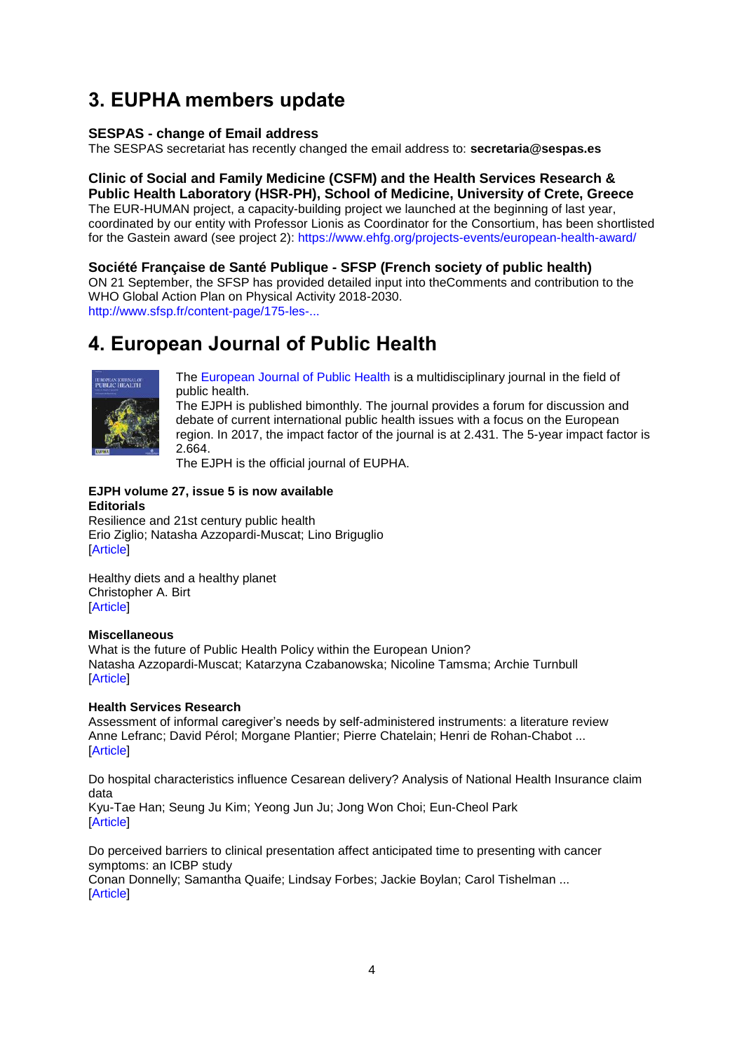## 3. EUPHA members update

### SESPAS - change of Email address

The SESPAS secretariat has recently changed the email address to: **secretaria@sespas.es**

### Clinic of Social and Family Medicine (CSFM) and the Health Services Research & Public Health Laboratory (HSR-PH), School of Medicine, University of Crete, Greece

The EUR-HUMAN project, a capacity-building project we launched at the beginning of last year, coordinated by our entity with Professor Lionis as Coordinator for the Consortium, has been shortlisted for the Gastein award (see project 2): https://www.ehfg.org/projects-events/european-health-award/

### Société Française de Santé Publique - SFSP (French society of public health)

ON 21 September, the SFSP has provided detailed input into theComments and contribution to the WHO Global Action Plan on Physical Activity 2018-2030.
http://www.sfsp.fr/content-page/175-les-...

## 4. European Journal of Public Health

The European Journal of Public Health is a multidisciplinary journal in the field of public health.
The EJPH is published bimonthly. The journal provides a forum for discussion and debate of current international public health issues with a focus on the European region. In 2017, the impact factor of the journal is at 2.431. The 5-year impact factor is 2.664.
The EJPH is the official journal of EUPHA.

**EJPH volume 27, issue 5 is now available**

**Editorials**

Resilience and 21st century public health
Erio Ziglio; Natasha Azzopardi-Muscat; Lino Briguglio
[Article]

Healthy diets and a healthy planet
Christopher A. Birt
[Article]

**Miscellaneous**

What is the future of Public Health Policy within the European Union?
Natasha Azzopardi-Muscat; Katarzyna Czabanowska; Nicoline Tamsma; Archie Turnbull
[Article]

**Health Services Research**

Assessment of informal caregiver's needs by self-administered instruments: a literature review
Anne Lefranc; David Pérol; Morgane Plantier; Pierre Chatelain; Henri de Rohan-Chabot ...
[Article]

Do hospital characteristics influence Cesarean delivery? Analysis of National Health Insurance claim data
Kyu-Tae Han; Seung Ju Kim; Yeong Jun Ju; Jong Won Choi; Eun-Cheol Park
[Article]

Do perceived barriers to clinical presentation affect anticipated time to presenting with cancer symptoms: an ICBP study
Conan Donnelly; Samantha Quaife; Lindsay Forbes; Jackie Boylan; Carol Tishelman ...
[Article]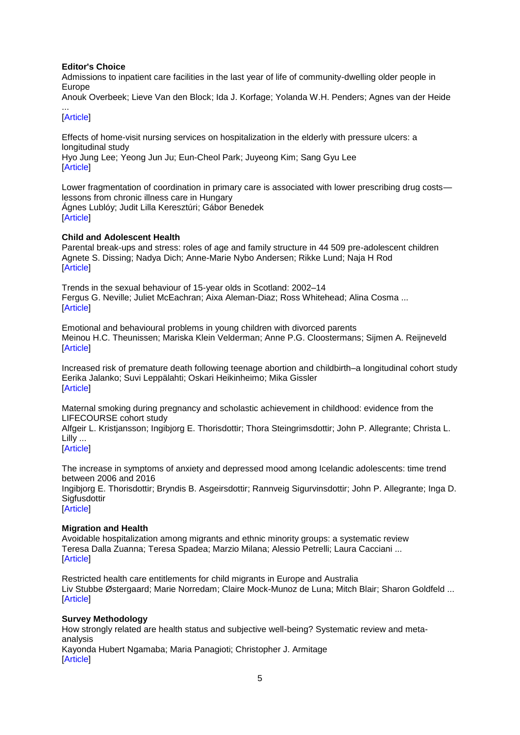**Editor's Choice**

Admissions to inpatient care facilities in the last year of life of community-dwelling older people in Europe
Anouk Overbeek; Lieve Van den Block; Ida J. Korfage; Yolanda W.H. Penders; Agnes van der Heide ...
[Article]

Effects of home-visit nursing services on hospitalization in the elderly with pressure ulcers: a longitudinal study
Hyo Jung Lee; Yeong Jun Ju; Eun-Cheol Park; Juyeong Kim; Sang Gyu Lee
[Article]

Lower fragmentation of coordination in primary care is associated with lower prescribing drug costs—lessons from chronic illness care in Hungary
Ágnes Lublóy; Judit Lilla Keresztúri; Gábor Benedek
[Article]

**Child and Adolescent Health**

Parental break-ups and stress: roles of age and family structure in 44 509 pre-adolescent children
Agnete S. Dissing; Nadya Dich; Anne-Marie Nybo Andersen; Rikke Lund; Naja H Rod
[Article]

Trends in the sexual behaviour of 15-year olds in Scotland: 2002–14
Fergus G. Neville; Juliet McEachran; Aixa Aleman-Diaz; Ross Whitehead; Alina Cosma ...
[Article]

Emotional and behavioural problems in young children with divorced parents
Meinou H.C. Theunissen; Mariska Klein Velderman; Anne P.G. Cloostermans; Sijmen A. Reijneveld
[Article]

Increased risk of premature death following teenage abortion and childbirth–a longitudinal cohort study
Eerika Jalanko; Suvi Leppälahti; Oskari Heikinheimo; Mika Gissler
[Article]

Maternal smoking during pregnancy and scholastic achievement in childhood: evidence from the LIFECOURSE cohort study
Alfgeir L. Kristjansson; Ingibjorg E. Thorisdottir; Thora Steingrimsdottir; John P. Allegrante; Christa L. Lilly ...
[Article]

The increase in symptoms of anxiety and depressed mood among Icelandic adolescents: time trend between 2006 and 2016
Ingibjorg E. Thorisdottir; Bryndis B. Asgeirsdottir; Rannveig Sigurvinsdottir; John P. Allegrante; Inga D. Sigfusdottir
[Article]

**Migration and Health**

Avoidable hospitalization among migrants and ethnic minority groups: a systematic review
Teresa Dalla Zuanna; Teresa Spadea; Marzio Milana; Alessio Petrelli; Laura Cacciani ...
[Article]

Restricted health care entitlements for child migrants in Europe and Australia
Liv Stubbe Østergaard; Marie Norredam; Claire Mock-Munoz de Luna; Mitch Blair; Sharon Goldfeld ...
[Article]

**Survey Methodology**

How strongly related are health status and subjective well-being? Systematic review and meta-analysis
Kayonda Hubert Ngamaba; Maria Panagioti; Christopher J. Armitage
[Article]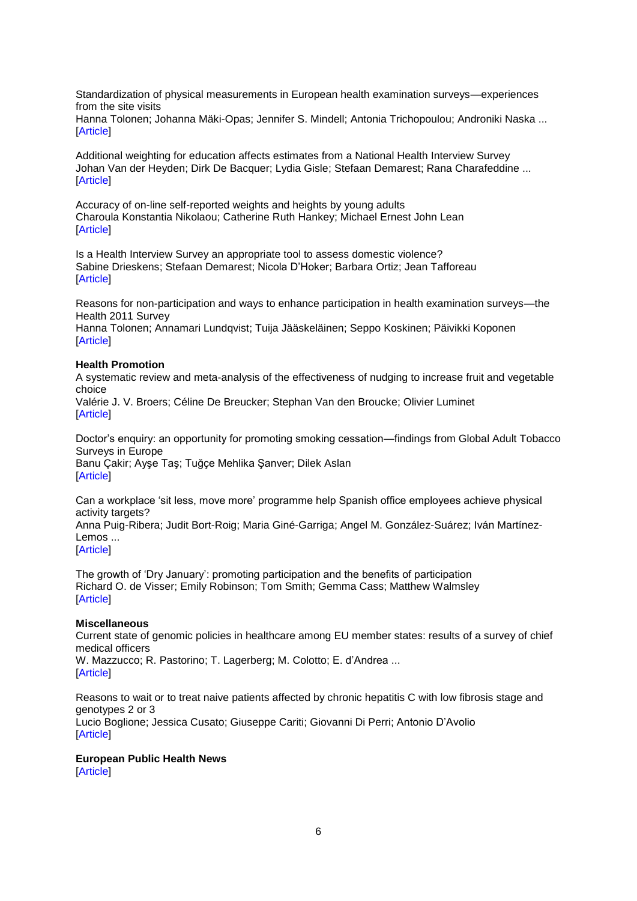Standardization of physical measurements in European health examination surveys—experiences from the site visits
Hanna Tolonen; Johanna Mäki-Opas; Jennifer S. Mindell; Antonia Trichopoulou; Androniki Naska ...
[Article]

Additional weighting for education affects estimates from a National Health Interview Survey
Johan Van der Heyden; Dirk De Bacquer; Lydia Gisle; Stefaan Demarest; Rana Charafeddine ...
[Article]

Accuracy of on-line self-reported weights and heights by young adults
Charoula Konstantia Nikolaou; Catherine Ruth Hankey; Michael Ernest John Lean
[Article]

Is a Health Interview Survey an appropriate tool to assess domestic violence?
Sabine Drieskens; Stefaan Demarest; Nicola D'Hoker; Barbara Ortiz; Jean Tafforeau
[Article]

Reasons for non-participation and ways to enhance participation in health examination surveys—the Health 2011 Survey
Hanna Tolonen; Annamari Lundqvist; Tuija Jääskeläinen; Seppo Koskinen; Päivikki Koponen
[Article]

**Health Promotion**

A systematic review and meta-analysis of the effectiveness of nudging to increase fruit and vegetable choice
Valérie J. V. Broers; Céline De Breucker; Stephan Van den Broucke; Olivier Luminet
[Article]

Doctor's enquiry: an opportunity for promoting smoking cessation—findings from Global Adult Tobacco Surveys in Europe
Banu Çakir; Ayşe Taş; Tuğçe Mehlika Şanver; Dilek Aslan
[Article]

Can a workplace 'sit less, move more' programme help Spanish office employees achieve physical activity targets?
Anna Puig-Ribera; Judit Bort-Roig; Maria Giné-Garriga; Angel M. González-Suárez; Iván Martínez-Lemos ...
[Article]

The growth of 'Dry January': promoting participation and the benefits of participation
Richard O. de Visser; Emily Robinson; Tom Smith; Gemma Cass; Matthew Walmsley
[Article]

**Miscellaneous**

Current state of genomic policies in healthcare among EU member states: results of a survey of chief medical officers
W. Mazzucco; R. Pastorino; T. Lagerberg; M. Colotto; E. d'Andrea ...
[Article]

Reasons to wait or to treat naive patients affected by chronic hepatitis C with low fibrosis stage and genotypes 2 or 3
Lucio Boglione; Jessica Cusato; Giuseppe Cariti; Giovanni Di Perri; Antonio D'Avolio
[Article]

**European Public Health News**
[Article]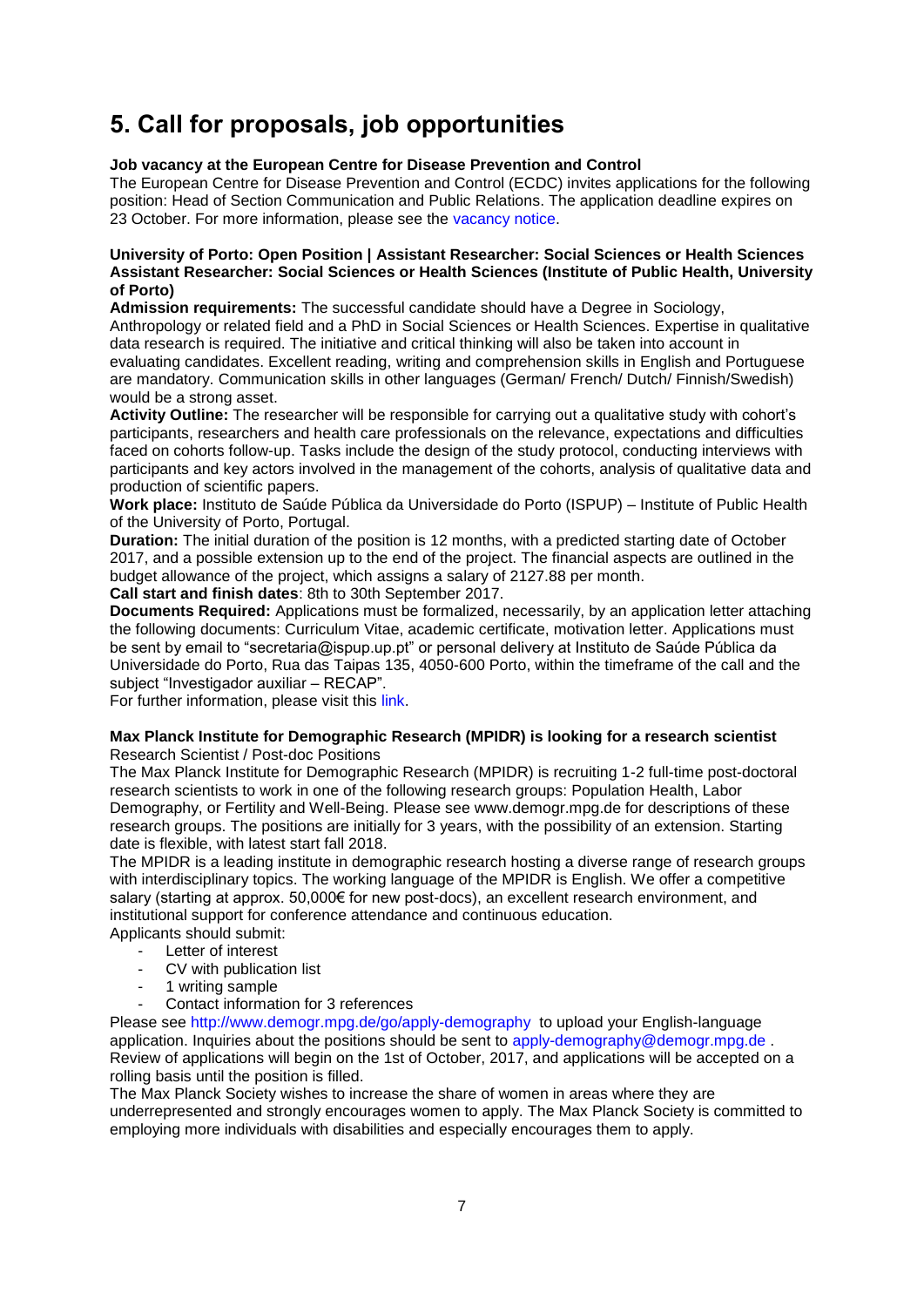# 5. Call for proposals, job opportunities

**Job vacancy at the European Centre for Disease Prevention and Control**

The European Centre for Disease Prevention and Control (ECDC) invites applications for the following position: Head of Section Communication and Public Relations. The application deadline expires on 23 October. For more information, please see the vacancy notice.

**University of Porto: Open Position | Assistant Researcher: Social Sciences or Health Sciences Assistant Researcher: Social Sciences or Health Sciences (Institute of Public Health, University of Porto)**

**Admission requirements:** The successful candidate should have a Degree in Sociology, Anthropology or related field and a PhD in Social Sciences or Health Sciences. Expertise in qualitative data research is required. The initiative and critical thinking will also be taken into account in evaluating candidates. Excellent reading, writing and comprehension skills in English and Portuguese are mandatory. Communication skills in other languages (German/ French/ Dutch/ Finnish/Swedish) would be a strong asset.

**Activity Outline:** The researcher will be responsible for carrying out a qualitative study with cohort's participants, researchers and health care professionals on the relevance, expectations and difficulties faced on cohorts follow-up. Tasks include the design of the study protocol, conducting interviews with participants and key actors involved in the management of the cohorts, analysis of qualitative data and production of scientific papers.

**Work place:** Instituto de Saúde Pública da Universidade do Porto (ISPUP) – Institute of Public Health of the University of Porto, Portugal.

**Duration:** The initial duration of the position is 12 months, with a predicted starting date of October 2017, and a possible extension up to the end of the project. The financial aspects are outlined in the budget allowance of the project, which assigns a salary of 2127.88 per month.

**Call start and finish dates**: 8th to 30th September 2017.

**Documents Required:** Applications must be formalized, necessarily, by an application letter attaching the following documents: Curriculum Vitae, academic certificate, motivation letter. Applications must be sent by email to "secretaria@ispup.up.pt" or personal delivery at Instituto de Saúde Pública da Universidade do Porto, Rua das Taipas 135, 4050-600 Porto, within the timeframe of the call and the subject "Investigador auxiliar – RECAP".

For further information, please visit this link.

**Max Planck Institute for Demographic Research (MPIDR) is looking for a research scientist**

Research Scientist / Post-doc Positions

The Max Planck Institute for Demographic Research (MPIDR) is recruiting 1-2 full-time post-doctoral research scientists to work in one of the following research groups: Population Health, Labor Demography, or Fertility and Well-Being. Please see www.demogr.mpg.de for descriptions of these research groups. The positions are initially for 3 years, with the possibility of an extension. Starting date is flexible, with latest start fall 2018.

The MPIDR is a leading institute in demographic research hosting a diverse range of research groups with interdisciplinary topics. The working language of the MPIDR is English. We offer a competitive salary (starting at approx. 50,000€ for new post-docs), an excellent research environment, and institutional support for conference attendance and continuous education.

Applicants should submit:

- Letter of interest
- CV with publication list
- 1 writing sample
- Contact information for 3 references

Please see http://www.demogr.mpg.de/go/apply-demography to upload your English-language application. Inquiries about the positions should be sent to apply-demography@demogr.mpg.de . Review of applications will begin on the 1st of October, 2017, and applications will be accepted on a rolling basis until the position is filled.

The Max Planck Society wishes to increase the share of women in areas where they are underrepresented and strongly encourages women to apply. The Max Planck Society is committed to employing more individuals with disabilities and especially encourages them to apply.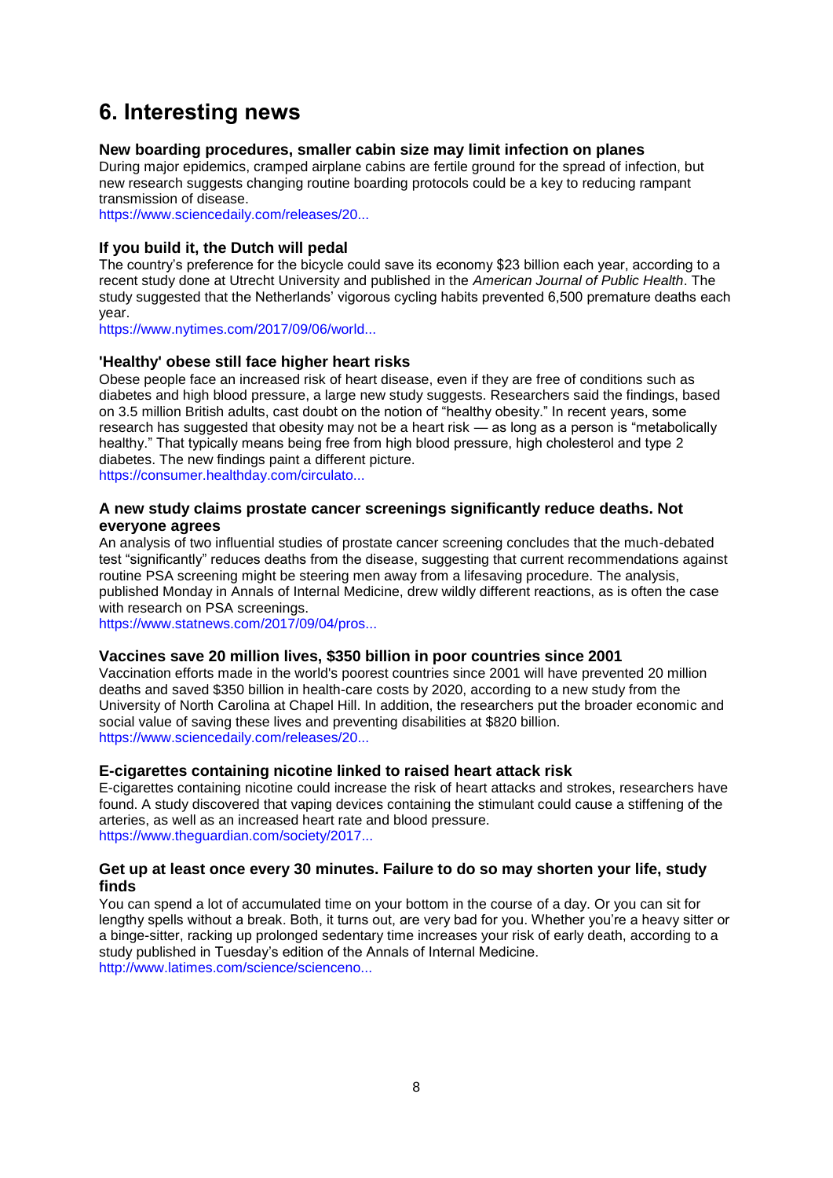## 6. Interesting news

### New boarding procedures, smaller cabin size may limit infection on planes

During major epidemics, cramped airplane cabins are fertile ground for the spread of infection, but new research suggests changing routine boarding protocols could be a key to reducing rampant transmission of disease.

https://www.sciencedaily.com/releases/20...

### If you build it, the Dutch will pedal

The country's preference for the bicycle could save its economy $23 billion each year, according to a recent study done at Utrecht University and published in the *American Journal of Public Health*. The study suggested that the Netherlands' vigorous cycling habits prevented 6,500 premature deaths each year.

https://www.nytimes.com/2017/09/06/world...

### 'Healthy' obese still face higher heart risks

Obese people face an increased risk of heart disease, even if they are free of conditions such as diabetes and high blood pressure, a large new study suggests. Researchers said the findings, based on 3.5 million British adults, cast doubt on the notion of "healthy obesity." In recent years, some research has suggested that obesity may not be a heart risk — as long as a person is "metabolically healthy." That typically means being free from high blood pressure, high cholesterol and type 2 diabetes. The new findings paint a different picture.

https://consumer.healthday.com/circulato...

### A new study claims prostate cancer screenings significantly reduce deaths. Not everyone agrees

An analysis of two influential studies of prostate cancer screening concludes that the much-debated test "significantly" reduces deaths from the disease, suggesting that current recommendations against routine PSA screening might be steering men away from a lifesaving procedure. The analysis, published Monday in Annals of Internal Medicine, drew wildly different reactions, as is often the case with research on PSA screenings.

https://www.statnews.com/2017/09/04/pros...

### Vaccines save 20 million lives, $350 billion in poor countries since 2001

Vaccination efforts made in the world's poorest countries since 2001 will have prevented 20 million deaths and saved $350 billion in health-care costs by 2020, according to a new study from the University of North Carolina at Chapel Hill. In addition, the researchers put the broader economic and social value of saving these lives and preventing disabilities at $820 billion.

https://www.sciencedaily.com/releases/20...

### E-cigarettes containing nicotine linked to raised heart attack risk

E-cigarettes containing nicotine could increase the risk of heart attacks and strokes, researchers have found. A study discovered that vaping devices containing the stimulant could cause a stiffening of the arteries, as well as an increased heart rate and blood pressure.

https://www.theguardian.com/society/2017...

### Get up at least once every 30 minutes. Failure to do so may shorten your life, study finds

You can spend a lot of accumulated time on your bottom in the course of a day. Or you can sit for lengthy spells without a break. Both, it turns out, are very bad for you. Whether you're a heavy sitter or a binge-sitter, racking up prolonged sedentary time increases your risk of early death, according to a study published in Tuesday's edition of the Annals of Internal Medicine.

http://www.latimes.com/science/scienceno...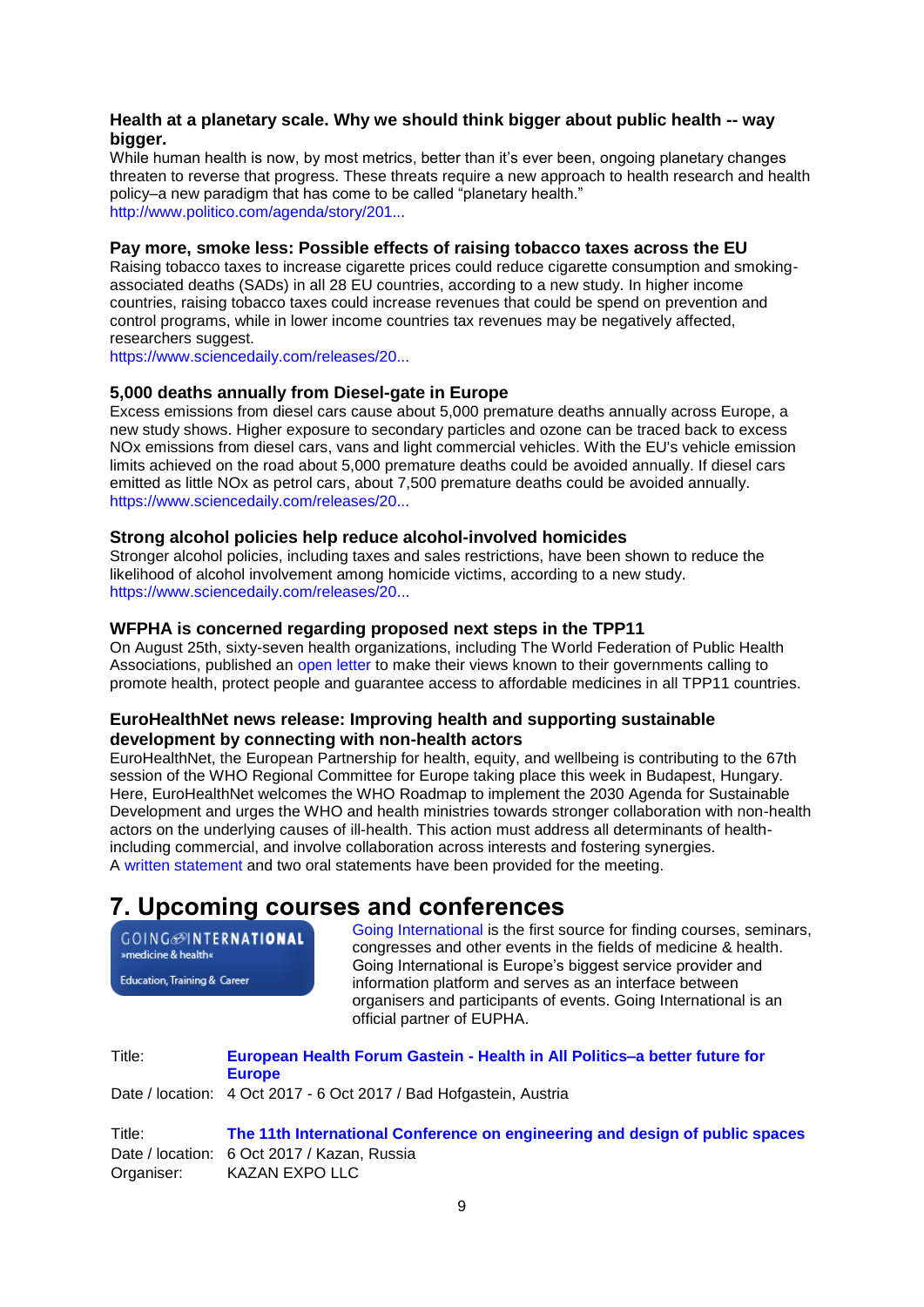### Health at a planetary scale. Why we should think bigger about public health -- way bigger.

While human health is now, by most metrics, better than it's ever been, ongoing planetary changes threaten to reverse that progress. These threats require a new approach to health research and health policy–a new paradigm that has come to be called "planetary health."
http://www.politico.com/agenda/story/201...

### Pay more, smoke less: Possible effects of raising tobacco taxes across the EU

Raising tobacco taxes to increase cigarette prices could reduce cigarette consumption and smoking-associated deaths (SADs) in all 28 EU countries, according to a new study. In higher income countries, raising tobacco taxes could increase revenues that could be spend on prevention and control programs, while in lower income countries tax revenues may be negatively affected, researchers suggest.
https://www.sciencedaily.com/releases/20...

### 5,000 deaths annually from Diesel-gate in Europe

Excess emissions from diesel cars cause about 5,000 premature deaths annually across Europe, a new study shows. Higher exposure to secondary particles and ozone can be traced back to excess NOx emissions from diesel cars, vans and light commercial vehicles. With the EU's vehicle emission limits achieved on the road about 5,000 premature deaths could be avoided annually. If diesel cars emitted as little NOx as petrol cars, about 7,500 premature deaths could be avoided annually.
https://www.sciencedaily.com/releases/20...

### Strong alcohol policies help reduce alcohol-involved homicides

Stronger alcohol policies, including taxes and sales restrictions, have been shown to reduce the likelihood of alcohol involvement among homicide victims, according to a new study.
https://www.sciencedaily.com/releases/20...

### WFPHA is concerned regarding proposed next steps in the TPP11

On August 25th, sixty-seven health organizations, including The World Federation of Public Health Associations, published an open letter to make their views known to their governments calling to promote health, protect people and guarantee access to affordable medicines in all TPP11 countries.

### EuroHealthNet news release: Improving health and supporting sustainable development by connecting with non-health actors

EuroHealthNet, the European Partnership for health, equity, and wellbeing is contributing to the 67th session of the WHO Regional Committee for Europe taking place this week in Budapest, Hungary. Here, EuroHealthNet welcomes the WHO Roadmap to implement the 2030 Agenda for Sustainable Development and urges the WHO and health ministries towards stronger collaboration with non-health actors on the underlying causes of ill-health. This action must address all determinants of health-including commercial, and involve collaboration across interests and fostering synergies.
A written statement and two oral statements have been provided for the meeting.

## 7. Upcoming courses and conferences

GOING INTERNATIONAL »medicine & health« Education, Training & Career

Going International is the first source for finding courses, seminars, congresses and other events in the fields of medicine & health. Going International is Europe's biggest service provider and information platform and serves as an interface between organisers and participants of events. Going International is an official partner of EUPHA.

| | |
|---|---|
| Title: | **European Health Forum Gastein - Health in All Politics–a better future for Europe** |
| Date / location: | 4 Oct 2017 - 6 Oct 2017 / Bad Hofgastein, Austria |

| | |
|---|---|
| Title: | **The 11th International Conference on engineering and design of public spaces** |
| Date / location: | 6 Oct 2017 / Kazan, Russia |
| Organiser: | KAZAN EXPO LLC |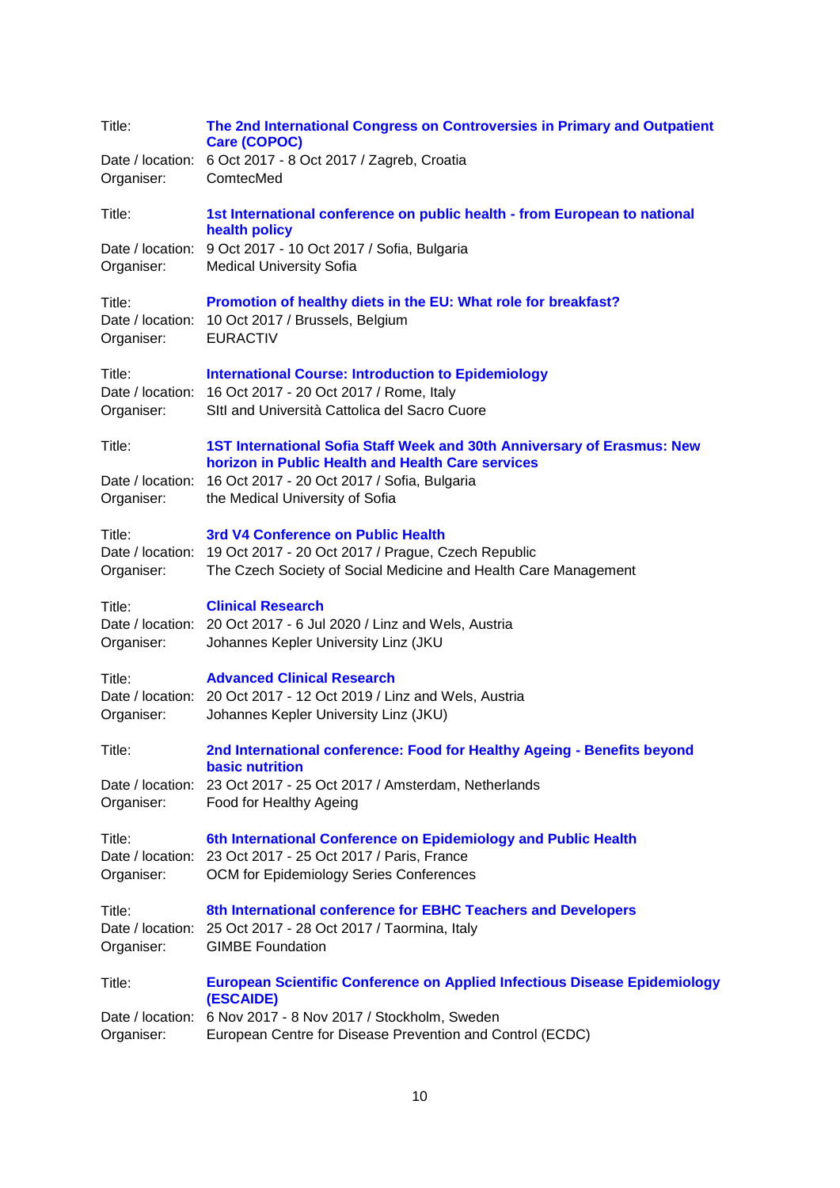Title: **The 2nd International Congress on Controversies in Primary and Outpatient Care (COPOC)**
Date / location: 6 Oct 2017 - 8 Oct 2017 / Zagreb, Croatia
Organiser: ComtecMed

Title: **1st International conference on public health - from European to national health policy**
Date / location: 9 Oct 2017 - 10 Oct 2017 / Sofia, Bulgaria
Organiser: Medical University Sofia

Title: **Promotion of healthy diets in the EU: What role for breakfast?**
Date / location: 10 Oct 2017 / Brussels, Belgium
Organiser: EURACTIV

Title: **International Course: Introduction to Epidemiology**
Date / location: 16 Oct 2017 - 20 Oct 2017 / Rome, Italy
Organiser: SItI and Università Cattolica del Sacro Cuore

Title: **1ST International Sofia Staff Week and 30th Anniversary of Erasmus: New horizon in Public Health and Health Care services**
Date / location: 16 Oct 2017 - 20 Oct 2017 / Sofia, Bulgaria
Organiser: the Medical University of Sofia

Title: **3rd V4 Conference on Public Health**
Date / location: 19 Oct 2017 - 20 Oct 2017 / Prague, Czech Republic
Organiser: The Czech Society of Social Medicine and Health Care Management

Title: **Clinical Research**
Date / location: 20 Oct 2017 - 6 Jul 2020 / Linz and Wels, Austria
Organiser: Johannes Kepler University Linz (JKU

Title: **Advanced Clinical Research**
Date / location: 20 Oct 2017 - 12 Oct 2019 / Linz and Wels, Austria
Organiser: Johannes Kepler University Linz (JKU)

Title: **2nd International conference: Food for Healthy Ageing - Benefits beyond basic nutrition**
Date / location: 23 Oct 2017 - 25 Oct 2017 / Amsterdam, Netherlands
Organiser: Food for Healthy Ageing

Title: **6th International Conference on Epidemiology and Public Health**
Date / location: 23 Oct 2017 - 25 Oct 2017 / Paris, France
Organiser: OCM for Epidemiology Series Conferences

Title: **8th International conference for EBHC Teachers and Developers**
Date / location: 25 Oct 2017 - 28 Oct 2017 / Taormina, Italy
Organiser: GIMBE Foundation

Title: **European Scientific Conference on Applied Infectious Disease Epidemiology (ESCAIDE)**
Date / location: 6 Nov 2017 - 8 Nov 2017 / Stockholm, Sweden
Organiser: European Centre for Disease Prevention and Control (ECDC)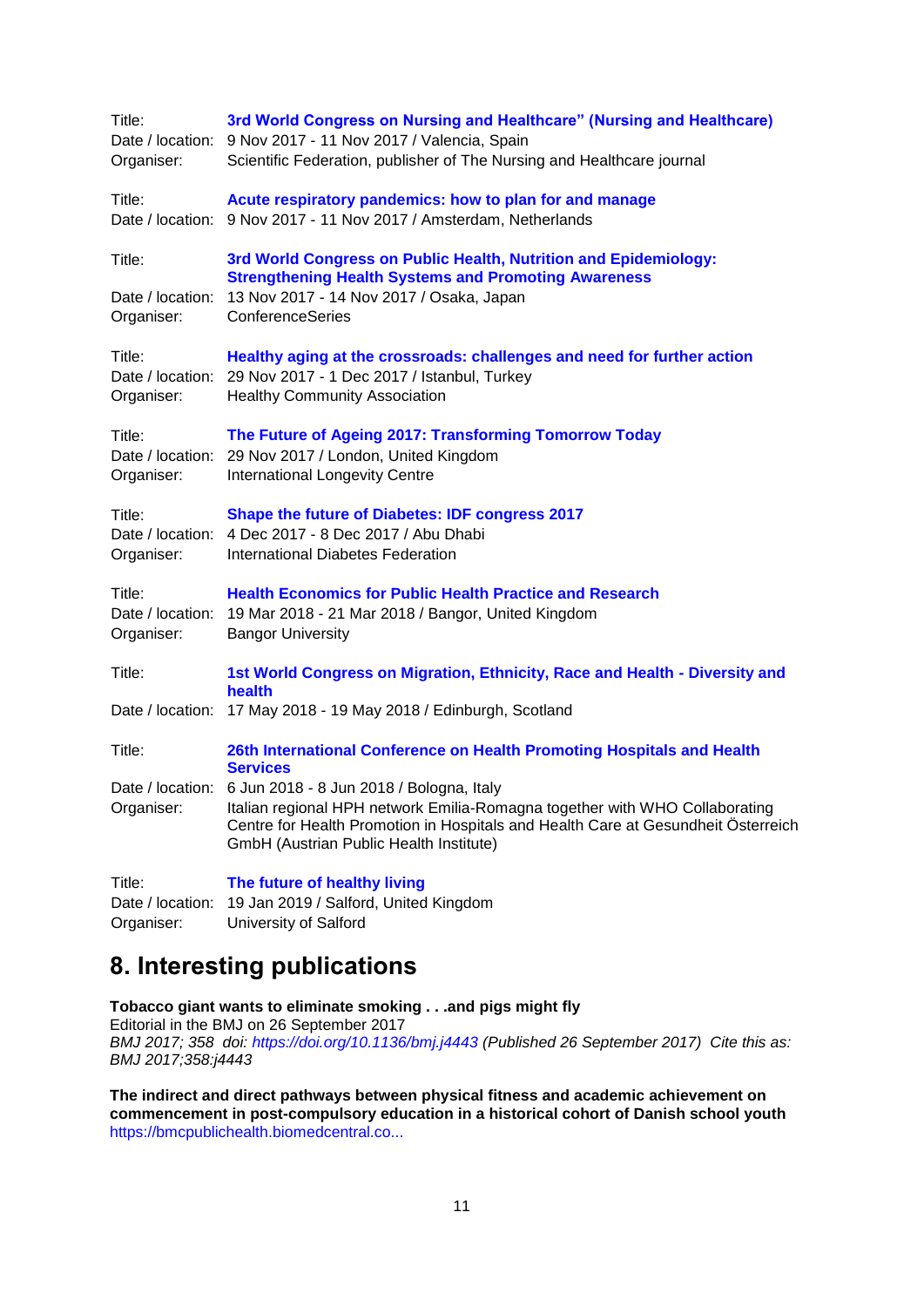Title: **3rd World Congress on Nursing and Healthcare" (Nursing and Healthcare)**
Date / location: 9 Nov 2017 - 11 Nov 2017 / Valencia, Spain
Organiser: Scientific Federation, publisher of The Nursing and Healthcare journal

Title: **Acute respiratory pandemics: how to plan for and manage**
Date / location: 9 Nov 2017 - 11 Nov 2017 / Amsterdam, Netherlands

Title: **3rd World Congress on Public Health, Nutrition and Epidemiology: Strengthening Health Systems and Promoting Awareness**
Date / location: 13 Nov 2017 - 14 Nov 2017 / Osaka, Japan
Organiser: ConferenceSeries

Title: **Healthy aging at the crossroads: challenges and need for further action**
Date / location: 29 Nov 2017 - 1 Dec 2017 / Istanbul, Turkey
Organiser: Healthy Community Association

Title: **The Future of Ageing 2017: Transforming Tomorrow Today**
Date / location: 29 Nov 2017 / London, United Kingdom
Organiser: International Longevity Centre

Title: **Shape the future of Diabetes: IDF congress 2017**
Date / location: 4 Dec 2017 - 8 Dec 2017 / Abu Dhabi
Organiser: International Diabetes Federation

Title: **Health Economics for Public Health Practice and Research**
Date / location: 19 Mar 2018 - 21 Mar 2018 / Bangor, United Kingdom
Organiser: Bangor University

Title: **1st World Congress on Migration, Ethnicity, Race and Health - Diversity and health**
Date / location: 17 May 2018 - 19 May 2018 / Edinburgh, Scotland

Title: **26th International Conference on Health Promoting Hospitals and Health Services**
Date / location: 6 Jun 2018 - 8 Jun 2018 / Bologna, Italy
Organiser: Italian regional HPH network Emilia-Romagna together with WHO Collaborating Centre for Health Promotion in Hospitals and Health Care at Gesundheit Österreich GmbH (Austrian Public Health Institute)

Title: **The future of healthy living**
Date / location: 19 Jan 2019 / Salford, United Kingdom
Organiser: University of Salford

## 8. Interesting publications

**Tobacco giant wants to eliminate smoking . . .and pigs might fly**
Editorial in the BMJ on 26 September 2017
*BMJ 2017; 358 doi: https://doi.org/10.1136/bmj.j4443 (Published 26 September 2017) Cite this as: BMJ 2017;358:j4443*

**The indirect and direct pathways between physical fitness and academic achievement on commencement in post-compulsory education in a historical cohort of Danish school youth**
https://bmcpublichealth.biomedcentral.co...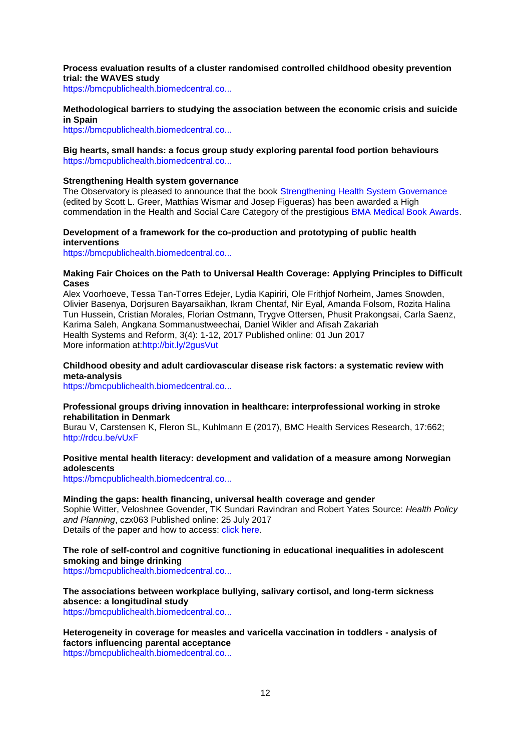**Process evaluation results of a cluster randomised controlled childhood obesity prevention trial: the WAVES study**
https://bmcpublichealth.biomedcentral.co...

**Methodological barriers to studying the association between the economic crisis and suicide in Spain**
https://bmcpublichealth.biomedcentral.co...

**Big hearts, small hands: a focus group study exploring parental food portion behaviours**
https://bmcpublichealth.biomedcentral.co...

**Strengthening Health system governance**
The Observatory is pleased to announce that the book Strengthening Health System Governance (edited by Scott L. Greer, Matthias Wismar and Josep Figueras) has been awarded a High commendation in the Health and Social Care Category of the prestigious BMA Medical Book Awards.

**Development of a framework for the co-production and prototyping of public health interventions**
https://bmcpublichealth.biomedcentral.co...

**Making Fair Choices on the Path to Universal Health Coverage: Applying Principles to Difficult Cases**
Alex Voorhoeve, Tessa Tan-Torres Edejer, Lydia Kapiriri, Ole Frithjof Norheim, James Snowden, Olivier Basenya, Dorjsuren Bayarsaikhan, Ikram Chentaf, Nir Eyal, Amanda Folsom, Rozita Halina Tun Hussein, Cristian Morales, Florian Ostmann, Trygve Ottersen, Phusit Prakongsai, Carla Saenz, Karima Saleh, Angkana Sommanustweechai, Daniel Wikler and Afisah Zakariah
Health Systems and Reform, 3(4): 1-12, 2017 Published online: 01 Jun 2017
More information at:http://bit.ly/2gusVut

**Childhood obesity and adult cardiovascular disease risk factors: a systematic review with meta-analysis**
https://bmcpublichealth.biomedcentral.co...

**Professional groups driving innovation in healthcare: interprofessional working in stroke rehabilitation in Denmark**
Burau V, Carstensen K, Fleron SL, Kuhlmann E (2017), BMC Health Services Research, 17:662; http://rdcu.be/vUxF

**Positive mental health literacy: development and validation of a measure among Norwegian adolescents**
https://bmcpublichealth.biomedcentral.co...

**Minding the gaps: health financing, universal health coverage and gender**
Sophie Witter, Veloshnee Govender, TK Sundari Ravindran and Robert Yates Source: *Health Policy and Planning*, czx063 Published online: 25 July 2017
Details of the paper and how to access: click here.

**The role of self-control and cognitive functioning in educational inequalities in adolescent smoking and binge drinking**
https://bmcpublichealth.biomedcentral.co...

**The associations between workplace bullying, salivary cortisol, and long-term sickness absence: a longitudinal study**
https://bmcpublichealth.biomedcentral.co...

**Heterogeneity in coverage for measles and varicella vaccination in toddlers - analysis of factors influencing parental acceptance**
https://bmcpublichealth.biomedcentral.co...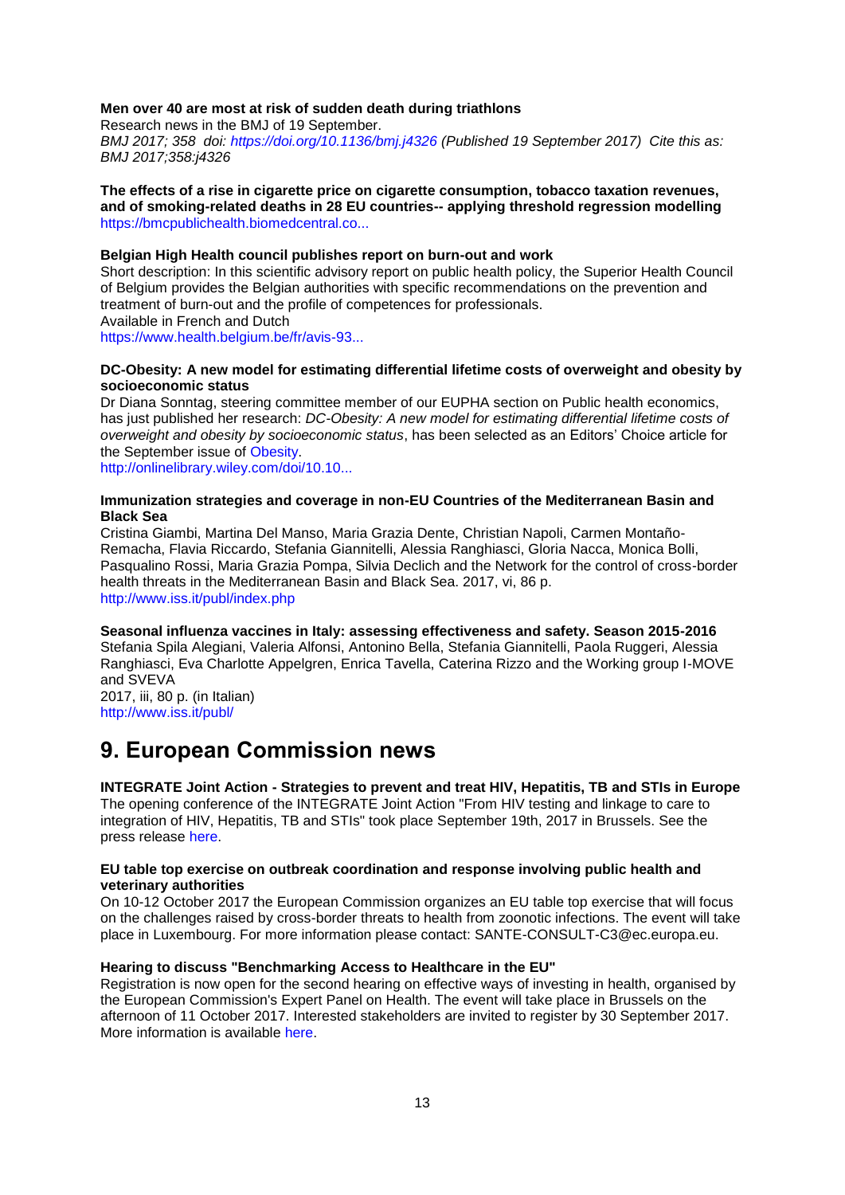**Men over 40 are most at risk of sudden death during triathlons**
Research news in the BMJ of 19 September.
*BMJ 2017; 358 doi: https://doi.org/10.1136/bmj.j4326 (Published 19 September 2017) Cite this as: BMJ 2017;358:j4326*

**The effects of a rise in cigarette price on cigarette consumption, tobacco taxation revenues, and of smoking-related deaths in 28 EU countries-- applying threshold regression modelling**
https://bmcpublichealth.biomedcentral.co...

**Belgian High Health council publishes report on burn-out and work**
Short description: In this scientific advisory report on public health policy, the Superior Health Council of Belgium provides the Belgian authorities with specific recommendations on the prevention and treatment of burn-out and the profile of competences for professionals.
Available in French and Dutch
https://www.health.belgium.be/fr/avis-93...

**DC-Obesity: A new model for estimating differential lifetime costs of overweight and obesity by socioeconomic status**
Dr Diana Sonntag, steering committee member of our EUPHA section on Public health economics, has just published her research: *DC-Obesity: A new model for estimating differential lifetime costs of overweight and obesity by socioeconomic status*, has been selected as an Editors' Choice article for the September issue of Obesity.
http://onlinelibrary.wiley.com/doi/10.10...

**Immunization strategies and coverage in non-EU Countries of the Mediterranean Basin and Black Sea**
Cristina Giambi, Martina Del Manso, Maria Grazia Dente, Christian Napoli, Carmen Montaño-Remacha, Flavia Riccardo, Stefania Giannitelli, Alessia Ranghiasci, Gloria Nacca, Monica Bolli, Pasqualino Rossi, Maria Grazia Pompa, Silvia Declich and the Network for the control of cross-border health threats in the Mediterranean Basin and Black Sea. 2017, vi, 86 p.
http://www.iss.it/publ/index.php

**Seasonal influenza vaccines in Italy: assessing effectiveness and safety. Season 2015-2016**
Stefania Spila Alegiani, Valeria Alfonsi, Antonino Bella, Stefania Giannitelli, Paola Ruggeri, Alessia Ranghiasci, Eva Charlotte Appelgren, Enrica Tavella, Caterina Rizzo and the Working group I-MOVE and SVEVA
2017, iii, 80 p. (in Italian)
http://www.iss.it/publ/

# 9. European Commission news

**INTEGRATE Joint Action - Strategies to prevent and treat HIV, Hepatitis, TB and STIs in Europe**
The opening conference of the INTEGRATE Joint Action "From HIV testing and linkage to care to integration of HIV, Hepatitis, TB and STIs" took place September 19th, 2017 in Brussels. See the press release here.

**EU table top exercise on outbreak coordination and response involving public health and veterinary authorities**
On 10-12 October 2017 the European Commission organizes an EU table top exercise that will focus on the challenges raised by cross-border threats to health from zoonotic infections. The event will take place in Luxembourg. For more information please contact: SANTE-CONSULT-C3@ec.europa.eu.

**Hearing to discuss "Benchmarking Access to Healthcare in the EU"**
Registration is now open for the second hearing on effective ways of investing in health, organised by the European Commission's Expert Panel on Health. The event will take place in Brussels on the afternoon of 11 October 2017. Interested stakeholders are invited to register by 30 September 2017. More information is available here.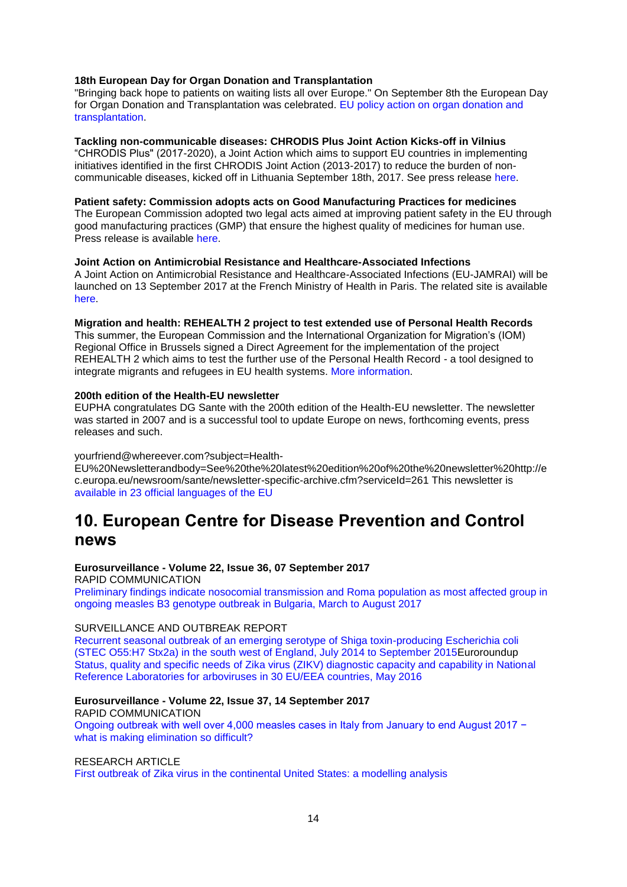**18th European Day for Organ Donation and Transplantation**
"Bringing back hope to patients on waiting lists all over Europe." On September 8th the European Day for Organ Donation and Transplantation was celebrated. EU policy action on organ donation and transplantation.

**Tackling non-communicable diseases: CHRODIS Plus Joint Action Kicks-off in Vilnius**
"CHRODIS Plus" (2017-2020), a Joint Action which aims to support EU countries in implementing initiatives identified in the first CHRODIS Joint Action (2013-2017) to reduce the burden of non-communicable diseases, kicked off in Lithuania September 18th, 2017. See press release here.

**Patient safety: Commission adopts acts on Good Manufacturing Practices for medicines**
The European Commission adopted two legal acts aimed at improving patient safety in the EU through good manufacturing practices (GMP) that ensure the highest quality of medicines for human use. Press release is available here.

**Joint Action on Antimicrobial Resistance and Healthcare-Associated Infections**
A Joint Action on Antimicrobial Resistance and Healthcare-Associated Infections (EU-JAMRAI) will be launched on 13 September 2017 at the French Ministry of Health in Paris. The related site is available here.

**Migration and health: REHEALTH 2 project to test extended use of Personal Health Records**
This summer, the European Commission and the International Organization for Migration's (IOM) Regional Office in Brussels signed a Direct Agreement for the implementation of the project REHEALTH 2 which aims to test the further use of the Personal Health Record - a tool designed to integrate migrants and refugees in EU health systems. More information.

**200th edition of the Health-EU newsletter**
EUPHA congratulates DG Sante with the 200th edition of the Health-EU newsletter. The newsletter was started in 2007 and is a successful tool to update Europe on news, forthcoming events, press releases and such.

yourfriend@whereever.com?subject=Health-EU%20Newsletterandbody=See%20the%20latest%20edition%20of%20the%20newsletter%20http://ec.europa.eu/newsroom/sante/newsletter-specific-archive.cfm?serviceId=261 This newsletter is available in 23 official languages of the EU

# 10. European Centre for Disease Prevention and Control news

**Eurosurveillance - Volume 22, Issue 36, 07 September 2017**
RAPID COMMUNICATION
Preliminary findings indicate nosocomial transmission and Roma population as most affected group in ongoing measles B3 genotype outbreak in Bulgaria, March to August 2017

SURVEILLANCE AND OUTBREAK REPORT
Recurrent seasonal outbreak of an emerging serotype of Shiga toxin-producing Escherichia coli (STEC O55:H7 Stx2a) in the south west of England, July 2014 to September 2015Euroroundup
Status, quality and specific needs of Zika virus (ZIKV) diagnostic capacity and capability in National Reference Laboratories for arboviruses in 30 EU/EEA countries, May 2016

**Eurosurveillance - Volume 22, Issue 37, 14 September 2017**
RAPID COMMUNICATION
Ongoing outbreak with well over 4,000 measles cases in Italy from January to end August 2017 − what is making elimination so difficult?

RESEARCH ARTICLE
First outbreak of Zika virus in the continental United States: a modelling analysis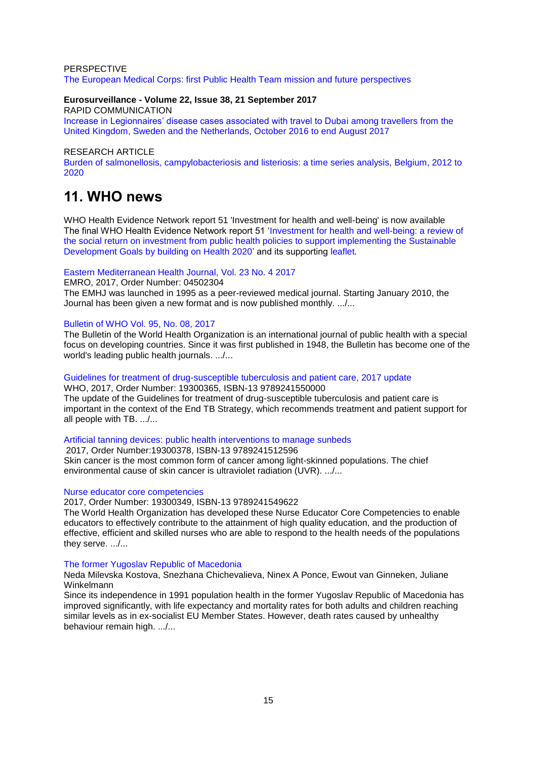PERSPECTIVE

The European Medical Corps: first Public Health Team mission and future perspectives

**Eurosurveillance - Volume 22, Issue 38, 21 September 2017**

RAPID COMMUNICATION

Increase in Legionnaires' disease cases associated with travel to Dubai among travellers from the United Kingdom, Sweden and the Netherlands, October 2016 to end August 2017

RESEARCH ARTICLE

Burden of salmonellosis, campylobacteriosis and listeriosis: a time series analysis, Belgium, 2012 to 2020

# 11. WHO news

WHO Health Evidence Network report 51 'Investment for health and well-being' is now available
The final WHO Health Evidence Network report 51 'Investment for health and well-being: a review of the social return on investment from public health policies to support implementing the Sustainable Development Goals by building on Health 2020' and its supporting leaflet.

Eastern Mediterranean Health Journal, Vol. 23 No. 4 2017

EMRO, 2017, Order Number: 04502304

The EMHJ was launched in 1995 as a peer-reviewed medical journal. Starting January 2010, the Journal has been given a new format and is now published monthly. .../...

Bulletin of WHO Vol. 95, No. 08, 2017

The Bulletin of the World Health Organization is an international journal of public health with a special focus on developing countries. Since it was first published in 1948, the Bulletin has become one of the world's leading public health journals. .../...

Guidelines for treatment of drug-susceptible tuberculosis and patient care, 2017 update

WHO, 2017, Order Number: 19300365, ISBN-13 9789241550000

The update of the Guidelines for treatment of drug-susceptible tuberculosis and patient care is important in the context of the End TB Strategy, which recommends treatment and patient support for all people with TB. .../...

Artificial tanning devices: public health interventions to manage sunbeds

2017, Order Number:19300378, ISBN-13 9789241512596

Skin cancer is the most common form of cancer among light-skinned populations. The chief environmental cause of skin cancer is ultraviolet radiation (UVR). .../...

Nurse educator core competencies

2017, Order Number: 19300349, ISBN-13 9789241549622

The World Health Organization has developed these Nurse Educator Core Competencies to enable educators to effectively contribute to the attainment of high quality education, and the production of effective, efficient and skilled nurses who are able to respond to the health needs of the populations they serve. .../...

The former Yugoslav Republic of Macedonia

Neda Milevska Kostova, Snezhana Chichevalieva, Ninex A Ponce, Ewout van Ginneken, Juliane Winkelmann

Since its independence in 1991 population health in the former Yugoslav Republic of Macedonia has improved significantly, with life expectancy and mortality rates for both adults and children reaching similar levels as in ex-socialist EU Member States. However, death rates caused by unhealthy behaviour remain high. .../...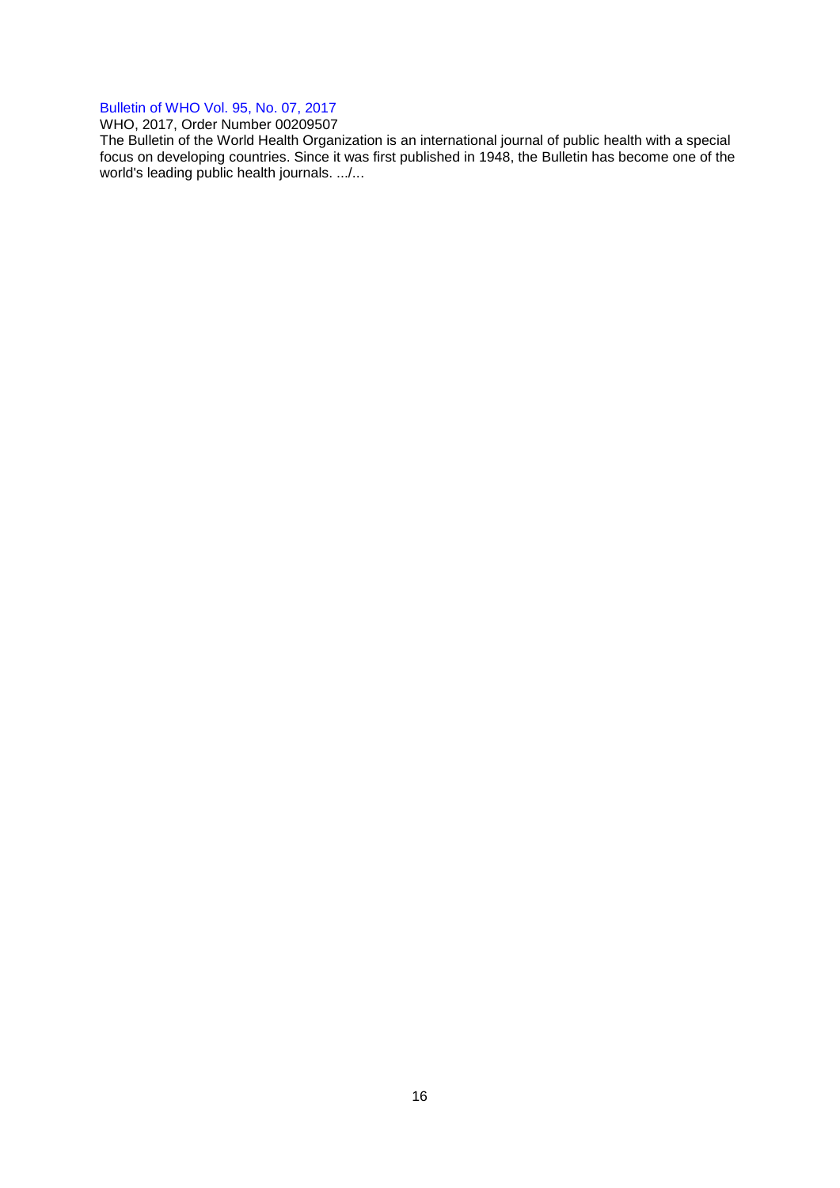Bulletin of WHO Vol. 95, No. 07, 2017

WHO, 2017, Order Number 00209507

The Bulletin of the World Health Organization is an international journal of public health with a special focus on developing countries. Since it was first published in 1948, the Bulletin has become one of the world's leading public health journals. .../...